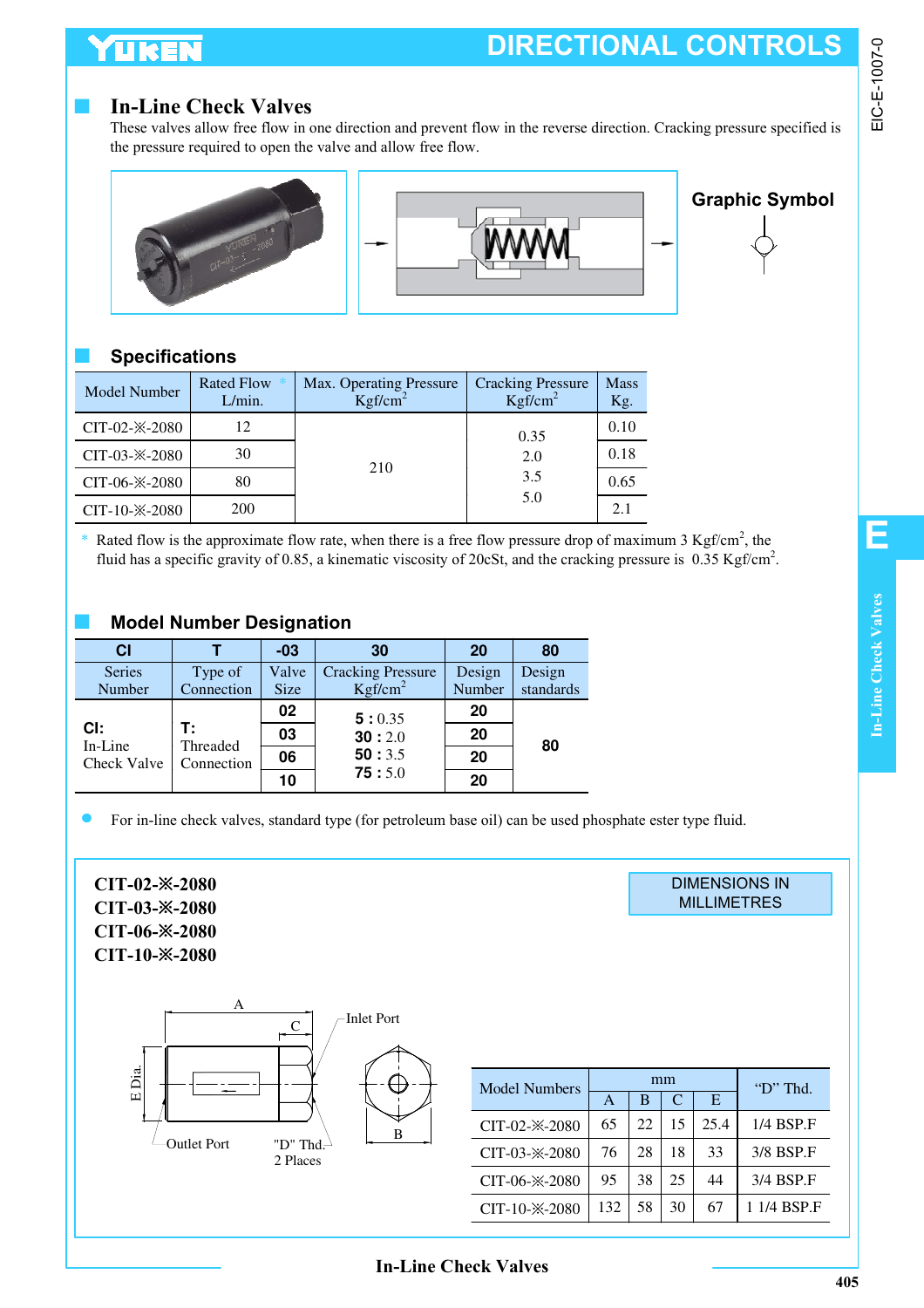# DIRECTIONAL CONTROLS

## In-Line Check Valves

These valves allow free flow in one direction and prevent flow in the reverse direction. Cracking pressure specified is the pressure required to open the valve and allow free flow.

**Graphic Symbol**

## Specifications

| Model Number | Rated Flow * L/min. | Max. Operating Pressure Kgf/cm$^2$ | Cracking Pressure Kgf/cm$^2$ | Mass Kg. |
|---|---|---|---|---|
| CIT-02-※-2080 | 12 | 210 | 0.35<br>2.0<br>3.5<br>5.0 | 0.10 |
| CIT-03-※-2080 | 30 | | | 0.18 |
| CIT-06-※-2080 | 80 | | | 0.65 |
| CIT-10-※-2080 | 200 | | | 2.1 |

\* Rated flow is the approximate flow rate, when there is a free flow pressure drop of maximum 3 Kgf/cm$^2$, the fluid has a specific gravity of 0.85, a kinematic viscosity of 20cSt, and the cracking pressure is 0.35 Kgf/cm$^2$.

## Model Number Designation

| CI | T | -03 | 30 | 20 | 80 |
|---|---|---|---|---|---|
| Series Number | Type of Connection | Valve Size | Cracking Pressure Kgf/cm$^2$ | Design Number | Design standards |
| **CI:** In-Line Check Valve | **T:** Threaded Connection | **02** | **5 :** 0.35<br>**30 :** 2.0<br>**50 :** 3.5<br>**75 :** 5.0 | **20** | **80** |
| | | **03** | | **20** | |
| | | **06** | | **20** | |
| | | **10** | | **20** | |

- For in-line check valves, standard type (for petroleum base oil) can be used phosphate ester type fluid.

**CIT-02-※-2080**
**CIT-03-※-2080**
**CIT-06-※-2080**
**CIT-10-※-2080**

DIMENSIONS IN MILLIMETRES

A, C, E Dia., B, Inlet Port, Outlet Port, "D" Thd. 2 Places

| Model Numbers | mm | | | | "D" Thd. |
|---|---|---|---|---|---|
| | A | B | C | E | |
| CIT-02-※-2080 | 65 | 22 | 15 | 25.4 | 1/4 BSP.F |
| CIT-03-※-2080 | 76 | 28 | 18 | 33 | 3/8 BSP.F |
| CIT-06-※-2080 | 95 | 38 | 25 | 44 | 3/4 BSP.F |
| CIT-10-※-2080 | 132 | 58 | 30 | 67 | 1 1/4 BSP.F |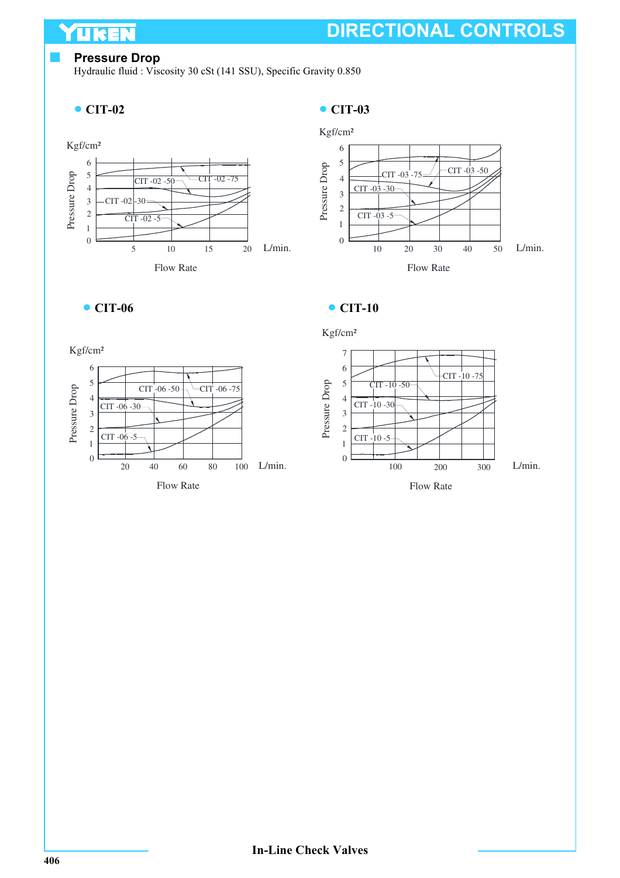## Pressure Drop

Hydraulic fluid : Viscosity 30 cSt (141 SSU), Specific Gravity 0.850

- **CIT-02**

Kgf/cm²

Pressure Drop

CIT -02 -50 CIT -02 -75 CIT -02 -30 CIT -02 -5

Flow Rate L/min.

- **CIT-03**

Kgf/cm²

Pressure Drop

CIT -03 -75 CIT -03 -50 CIT -03 -30 CIT -03 -5

Flow Rate L/min.

- **CIT-06**

Kgf/cm²

Pressure Drop

CIT -06 -50 CIT -06 -75 CIT -06 -30 CIT -06 -5

Flow Rate L/min.

- **CIT-10**

Kgf/cm²

Pressure Drop

CIT -10 -75 CIT -10 -50 CIT -10 -30 CIT -10 -5

Flow Rate L/min.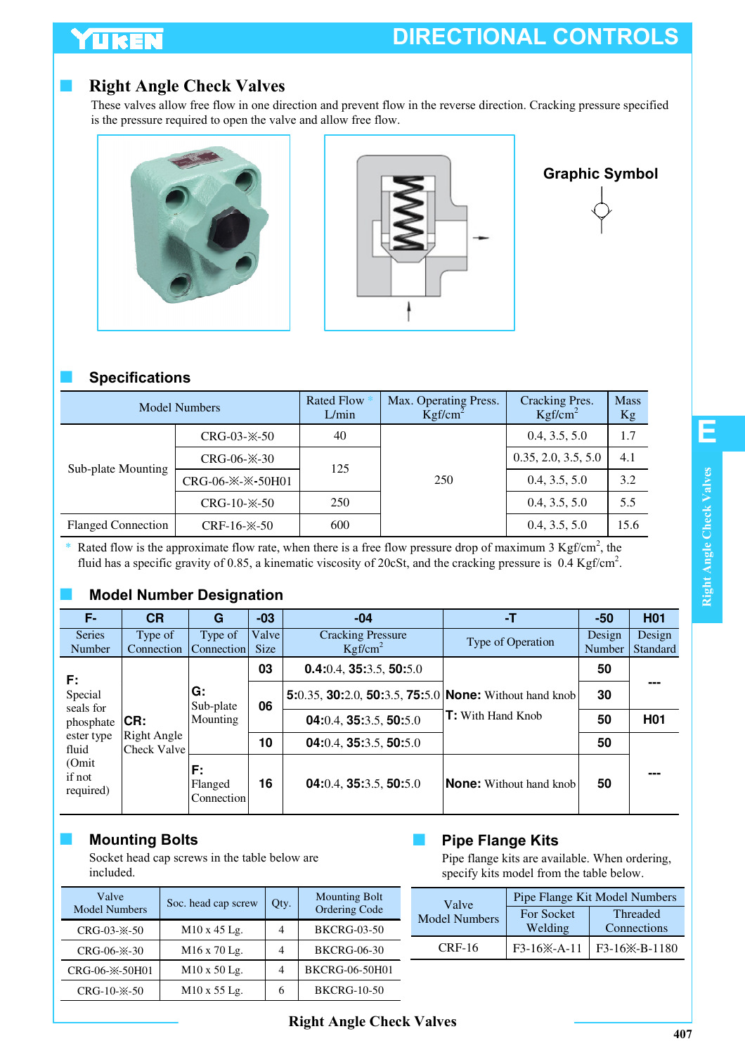# DIRECTIONAL CONTROLS

## Right Angle Check Valves

These valves allow free flow in one direction and prevent flow in the reverse direction. Cracking pressure specified is the pressure required to open the valve and allow free flow.

**Graphic Symbol**

## Specifications

| Model Numbers | | Rated Flow * L/min | Max. Operating Press. Kgf/cm$^2$ | Cracking Pres. Kgf/cm$^2$ | Mass Kg |
|---|---|---|---|---|---|
| Sub-plate Mounting | CRG-03-※-50 | 40 | 250 | 0.4, 3.5, 5.0 | 1.7 |
| | CRG-06-※-30 | 125 | | 0.35, 2.0, 3.5, 5.0 | 4.1 |
| | CRG-06-※-※-50H01 | | | 0.4, 3.5, 5.0 | 3.2 |
| | CRG-10-※-50 | 250 | | 0.4, 3.5, 5.0 | 5.5 |
| Flanged Connection | CRF-16-※-50 | 600 | | 0.4, 3.5, 5.0 | 15.6 |

\* Rated flow is the approximate flow rate, when there is a free flow pressure drop of maximum 3 Kgf/cm$^2$, the fluid has a specific gravity of 0.85, a kinematic viscosity of 20cSt, and the cracking pressure is 0.4 Kgf/cm$^2$.

## Model Number Designation

| F- | CR | G | -03 | -04 | -T | -50 | H01 |
|---|---|---|---|---|---|---|---|
| Series Number | Type of Connection | Type of Connection | Valve Size | Cracking Pressure Kgf/cm$^2$ | Type of Operation | Design Number | Design Standard |
| **F:** Special seals for phosphate ester type fluid (Omit if not required) | **CR:** Right Angle Check Valve | **G:** Sub-plate Mounting | **03** | **0.4:**0.4, **35:**3.5, **50:**5.0 | **None:** Without hand knob<br>**T:** With Hand Knob | **50** | --- |
| | | | **06** | **5:**0.35, **30:**2.0, **50:**3.5, **75:**5.0 | | **30** | |
| | | | | **04:**0.4, **35:**3.5, **50:**5.0 | | **50** | **H01** |
| | | | **10** | **04:**0.4, **35:**3.5, **50:**5.0 | | **50** | |
| | | **F:** Flanged Connection | **16** | **04:**0.4, **35:**3.5, **50:**5.0 | **None:** Without hand knob | **50** | --- |

## Mounting Bolts

Socket head cap screws in the table below are included.

| Valve Model Numbers | Soc. head cap screw | Qty. | Mounting Bolt Ordering Code |
|---|---|---|---|
| CRG-03-※-50 | M10 x 45 Lg. | 4 | BKCRG-03-50 |
| CRG-06-※-30 | M16 x 70 Lg. | 4 | BKCRG-06-30 |
| CRG-06-※-50H01 | M10 x 50 Lg. | 4 | BKCRG-06-50H01 |
| CRG-10-※-50 | M10 x 55 Lg. | 6 | BKCRG-10-50 |

## Pipe Flange Kits

Pipe flange kits are available. When ordering, specify kits model from the table below.

| Valve Model Numbers | Pipe Flange Kit Model Numbers | |
|---|---|---|
| | For Socket Welding | Threaded Connections |
| CRF-16 | F3-16※-A-11 | F3-16※-B-1180 |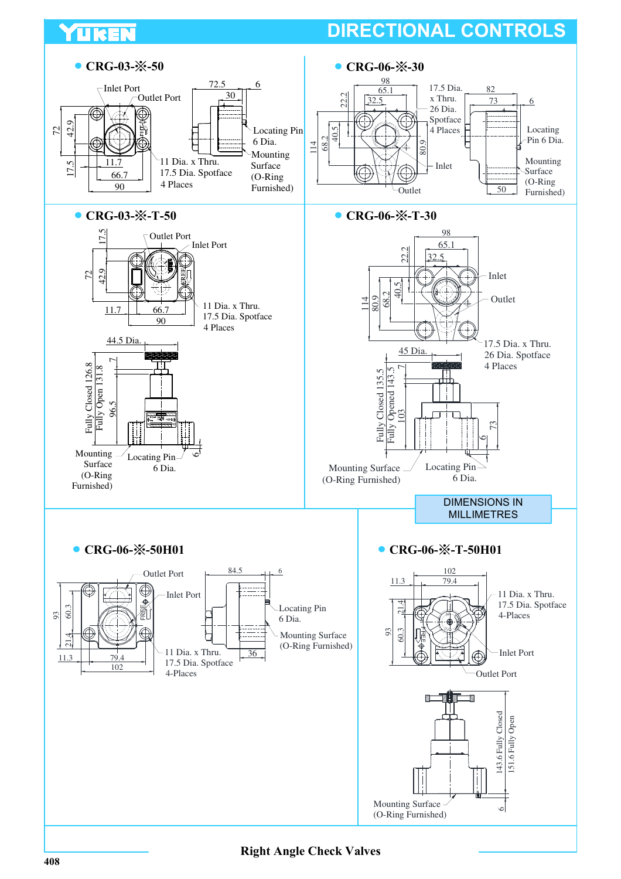# DIRECTIONAL CONTROLS

## CRG-03-※-50

Inlet Port
Outlet Port
72.5
6
30
Locating Pin 6 Dia.
Mounting Surface (O-Ring Furnished)
72
42.9
17.5
11.7
66.7
90
11 Dia. x Thru.
17.5 Dia. Spotface
4 Places

## CRG-06-※-30

98
65.1
32.5
22.2
17.5 Dia. x Thru.
26 Dia. Spotface
4 Places
82
73
6
Locating Pin 6 Dia.
114
68.2
40.5
80.9
Inlet
Outlet
Mounting Surface (O-Ring Furnished)
50

## CRG-03-※-T-50

17.5
Outlet Port
Inlet Port
72
42.9
11.7
66.7
90
11 Dia. x Thru.
17.5 Dia. Spotface
4 Places
44.5 Dia.
Fully Closed 126.8
Fully Open 131.8
7
96.5
Mounting Surface (O-Ring Furnished)
Locating Pin 6 Dia.
6

## CRG-06-※-T-30

98
65.1
32.5
22.2
Inlet
Outlet
114
80.9
68.2
40.5
17.5 Dia. x Thru.
26 Dia. Spotface
4 Places
45 Dia.
Fully Closed 135.5
Fully Opened 143.5
7
103
73
6
Mounting Surface (O-Ring Furnished)
Locating Pin 6 Dia.

DIMENSIONS IN MILLIMETRES

## CRG-06-※-50H01

Outlet Port
Inlet Port
84.5
6
Locating Pin 6 Dia.
Mounting Surface (O-Ring Furnished)
93
60.3
21.4
11.3
79.4
102
11 Dia. x Thru.
17.5 Dia. Spotface
4-Places
36

## CRG-06-※-T-50H01

102
11.3
79.4
11 Dia. x Thru.
17.5 Dia. Spotface
4-Places
21.4
93
60.3
Inlet Port
Outlet Port
143.6 Fully Closed
151.6 Fully Open
Mounting Surface (O-Ring Furnished)
6

Right Angle Check Valves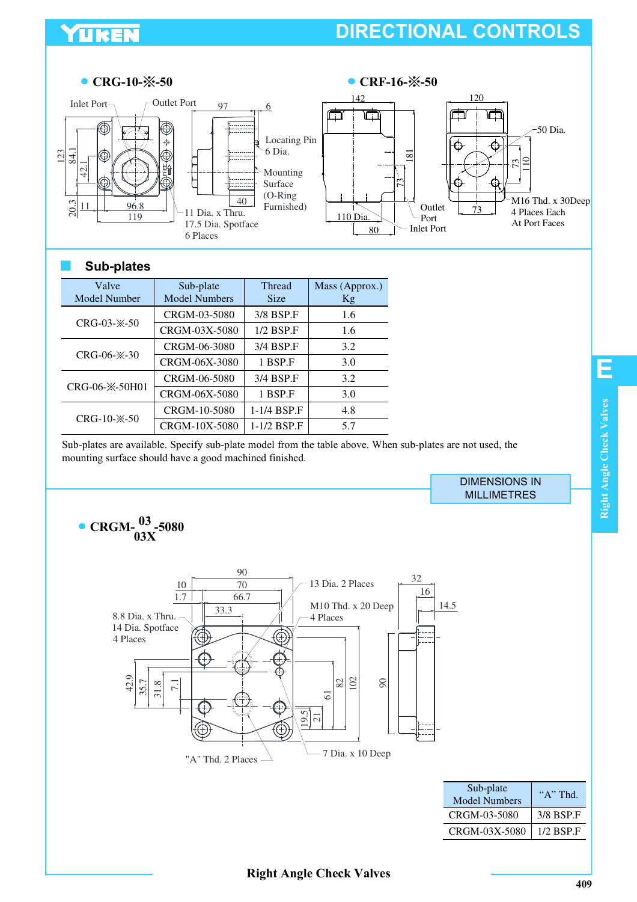## DIRECTIONAL CONTROLS

● **CRG-10-※-50**

Inlet Port, Outlet Port, 97, 6, Locating Pin 6 Dia., Mounting Surface (O-Ring Furnished), 123, 84.1, 42.1, 20.3, 11, 96.8, 119, 40, 11 Dia. x Thru. 17.5 Dia. Spotface 6 Places

● **CRF-16-※-50**

142, 120, 50 Dia., 181, 73, 110, 73, 110 Dia., 80, Outlet Port, Inlet Port, 73, M16 Thd. x 30Deep 4 Places Each At Port Faces

## Sub-plates

| Valve Model Number | Sub-plate Model Numbers | Thread Size | Mass (Approx.) Kg |
|---|---|---|---|
| CRG-03-※-50 | CRGM-03-5080 | 3/8 BSP.F | 1.6 |
| | CRGM-03X-5080 | 1/2 BSP.F | 1.6 |
| CRG-06-※-30 | CRGM-06-3080 | 3/4 BSP.F | 3.2 |
| | CRGM-06X-3080 | 1 BSP.F | 3.0 |
| CRG-06-※-50H01 | CRGM-06-5080 | 3/4 BSP.F | 3.2 |
| | CRGM-06X-5080 | 1 BSP.F | 3.0 |
| CRG-10-※-50 | CRGM-10-5080 | 1-1/4 BSP.F | 4.8 |
| | CRGM-10X-5080 | 1-1/2 BSP.F | 5.7 |

Sub-plates are available. Specify sub-plate model from the table above. When sub-plates are not used, the mounting surface should have a good machined finished.

DIMENSIONS IN MILLIMETRES

● **CRGM-03/03X-5080**

90, 10, 70, 1.7, 66.7, 33.3, 13 Dia. 2 Places, M10 Thd. x 20 Deep 4 Places, 32, 16, 14.5, 8.8 Dia. x Thru. 14 Dia. Spotface 4 Places, 42.9, 35.7, 31.8, 7.1, 19.5, 21, 61, 82, 102, 90, "A" Thd. 2 Places, 7 Dia. x 10 Deep

| Sub-plate Model Numbers | "A" Thd. |
|---|---|
| CRGM-03-5080 | 3/8 BSP.F |
| CRGM-03X-5080 | 1/2 BSP.F |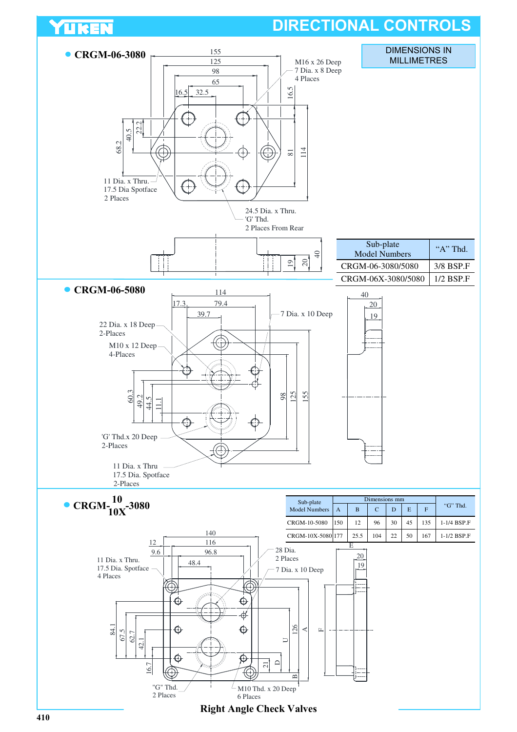# DIRECTIONAL CONTROLS

DIMENSIONS IN MILLIMETRES

## CRGM-06-3080

155
125
98
65
16.5
32.5

M16 x 26 Deep
7 Dia. x 8 Deep
4 Places

16.5
22.2
40.5
68.2
81
114

11 Dia. x Thru.
17.5 Dia Spotface
2 Places

24.5 Dia. x Thru.
'G' Thd.
2 Places From Rear

19
20
40

| Sub-plate Model Numbers | "A" Thd. |
|---|---|
| CRGM-06-3080/5080 | 3/8 BSP.F |
| CRGM-06X-3080/5080 | 1/2 BSP.F |

## CRGM-06-5080

114
17.3
79.4
39.7

7 Dia. x 10 Deep

22 Dia. x 18 Deep
2-Places

M10 x 12 Deep
4-Places

60.3
49.2
44.5
11.1
98
125
155

'G' Thd.x 20 Deep
2-Places

11 Dia. x Thru
17.5 Dia. Spotface
2-Places

40
20
19

## CRGM-10/10X-3080

| Sub-plate Model Numbers | Dimensions mm | | | | | | "G" Thd. |
|---|---|---|---|---|---|---|---|
| | A | B | C | D | E | F | |
| CRGM-10-5080 | 150 | 12 | 96 | 30 | 45 | 135 | 1-1/4 BSP.F |
| CRGM-10X-5080 | 177 | 25.5 | 104 | 22 | 50 | 167 | 1-1/2 BSP.F |

140
12
116
9.6
96.8
48.4

11 Dia. x Thru.
17.5 Dia. Spotface
4 Places

28 Dia.
2 Places

7 Dia. x 10 Deep

84.1
67.5
62.7
42.1
16.7
21
D
U
126
A
F
B

E
20
19

"G" Thd.
2 Places

M10 Thd. x 20 Deep
6 Places

**Right Angle Check Valves**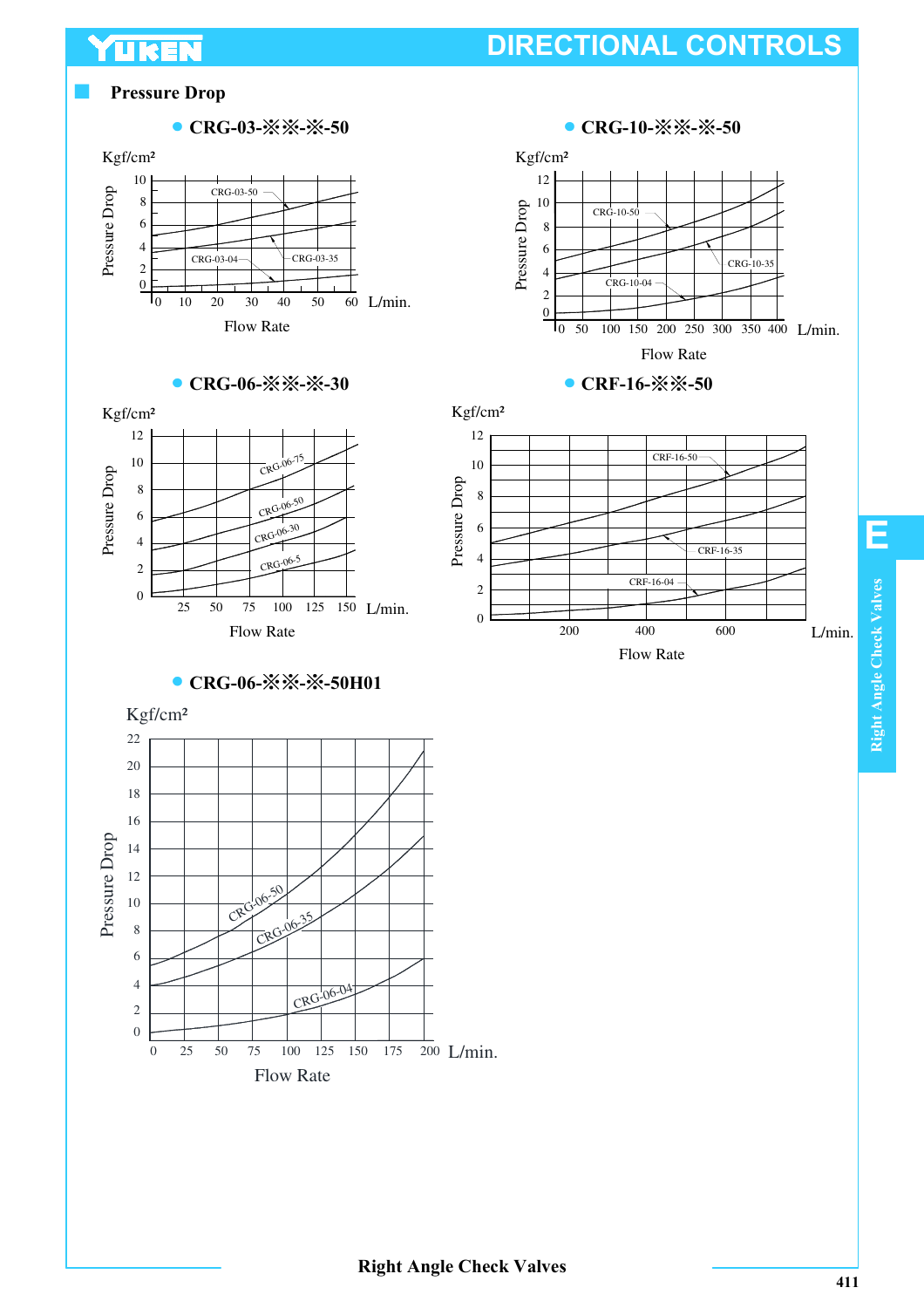## Pressure Drop

### ● CRG-03-※※-※-50

Kgf/cm²

Pressure Drop

10, 8, 6, 4, 2, 0

CRG-03-50

CRG-03-04

CRG-03-35

0 10 20 30 40 50 60 L/min.

Flow Rate

### ● CRG-10-※※-※-50

Kgf/cm²

Pressure Drop

12, 10, 8, 6, 4, 2, 0

CRG-10-50

CRG-10-35

CRG-10-04

0 50 100 150 200 250 300 350 400 L/min.

Flow Rate

### ● CRG-06-※※-※-30

Kgf/cm²

Pressure Drop

12, 10, 8, 6, 4, 2, 0

CRG-06-75

CRG-06-50

CRG-06-30

CRG-06-5

25 50 75 100 125 150 L/min.

Flow Rate

### ● CRF-16-※※-50

Kgf/cm²

Pressure Drop

12, 10, 8, 6, 4, 2, 0

CRF-16-50

CRF-16-35

CRF-16-04

200 400 600 L/min.

Flow Rate

### ● CRG-06-※※-※-50H01

Kgf/cm²

Pressure Drop

22, 20, 18, 16, 14, 12, 10, 8, 6, 4, 2, 0

CRG-06-50

CRG-06-35

CRG-06-04

0 25 50 75 100 125 150 175 200 L/min.

Flow Rate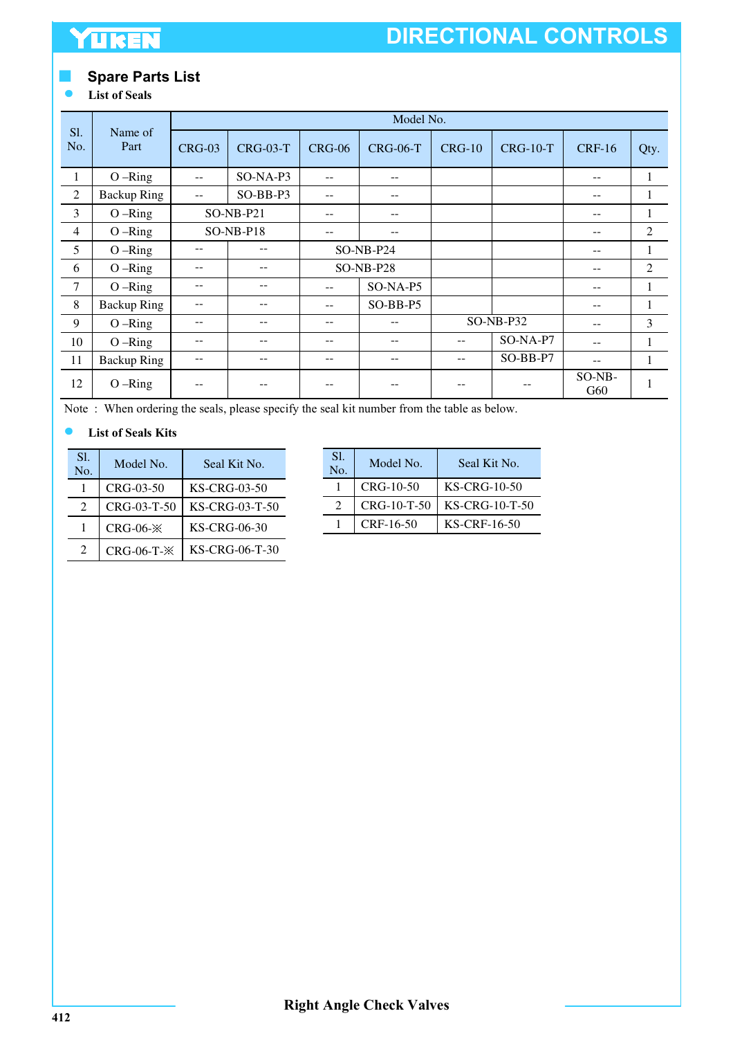## Spare Parts List

### List of Seals

| Sl. No. | Name of Part | Model No. | | | | | | | |
|---|---|---|---|---|---|---|---|---|---|
| | | CRG-03 | CRG-03-T | CRG-06 | CRG-06-T | CRG-10 | CRG-10-T | CRF-16 | Qty. |
| 1 | O –Ring | -- | SO-NA-P3 | -- | -- | | | -- | 1 |
| 2 | Backup Ring | -- | SO-BB-P3 | -- | -- | | | -- | 1 |
| 3 | O –Ring | SO-NB-P21 | | -- | -- | | | -- | 1 |
| 4 | O –Ring | SO-NB-P18 | | -- | -- | | | -- | 2 |
| 5 | O –Ring | -- | -- | SO-NB-P24 | | | | -- | 1 |
| 6 | O –Ring | -- | -- | SO-NB-P28 | | | | -- | 2 |
| 7 | O –Ring | -- | -- | -- | SO-NA-P5 | | | -- | 1 |
| 8 | Backup Ring | -- | -- | -- | SO-BB-P5 | | | -- | 1 |
| 9 | O –Ring | -- | -- | -- | -- | SO-NB-P32 | | -- | 3 |
| 10 | O –Ring | -- | -- | -- | -- | -- | SO-NA-P7 | -- | 1 |
| 11 | Backup Ring | -- | -- | -- | -- | -- | SO-BB-P7 | -- | 1 |
| 12 | O –Ring | -- | -- | -- | -- | -- | -- | SO-NB-G60 | 1 |

Note : When ordering the seals, please specify the seal kit number from the table as below.

### List of Seals Kits

| Sl. No. | Model No. | Seal Kit No. |
|---|---|---|
| 1 | CRG-03-50 | KS-CRG-03-50 |
| 2 | CRG-03-T-50 | KS-CRG-03-T-50 |
| 1 | CRG-06-※ | KS-CRG-06-30 |
| 2 | CRG-06-T-※ | KS-CRG-06-T-30 |

| Sl. No. | Model No. | Seal Kit No. |
|---|---|---|
| 1 | CRG-10-50 | KS-CRG-10-50 |
| 2 | CRG-10-T-50 | KS-CRG-10-T-50 |
| 1 | CRF-16-50 | KS-CRF-16-50 |